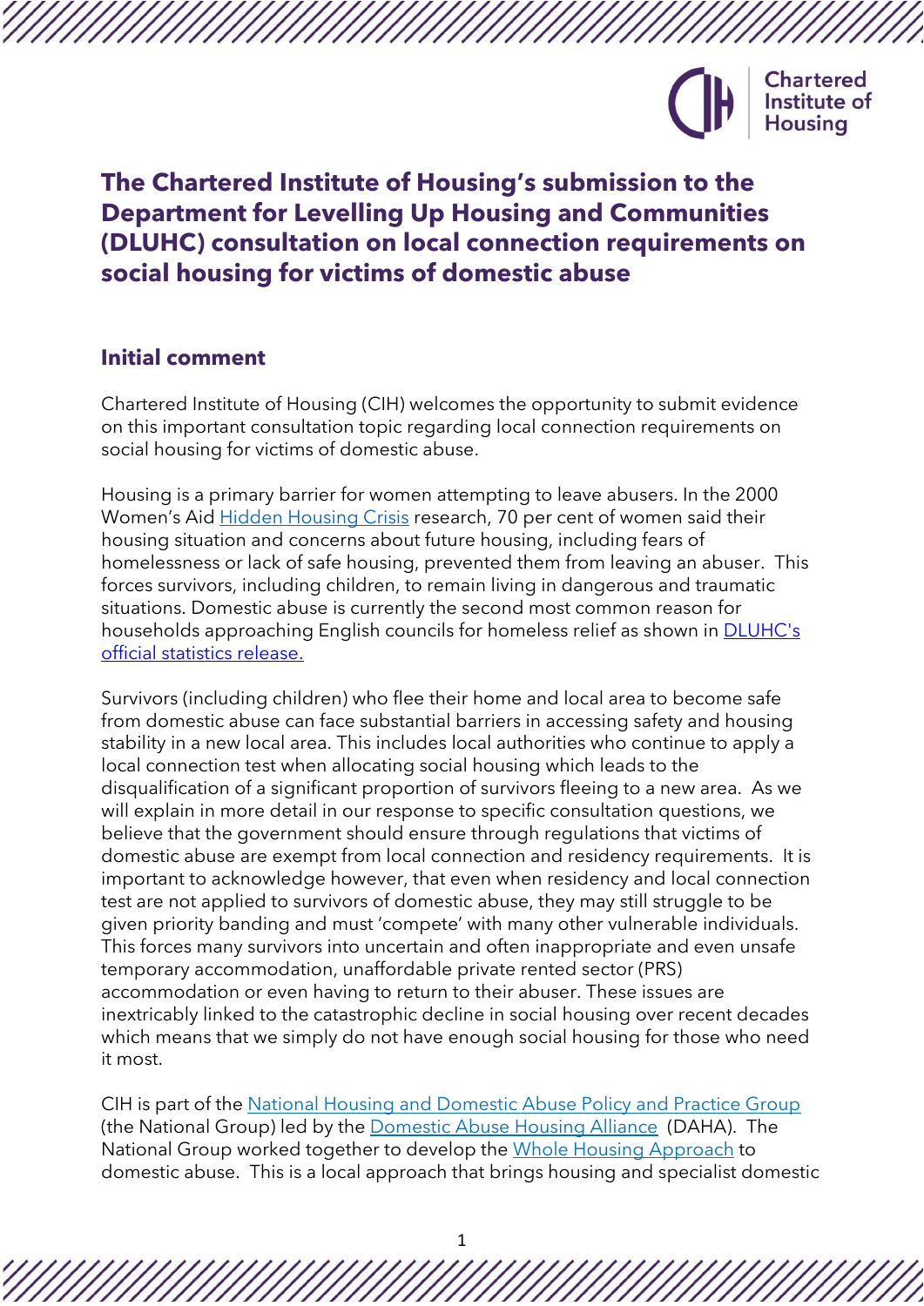# The Chartered Institute of Housing's submission to the Department for Levelling Up Housing and Communities (DLUHC) consultation on local connection requirements on social housing for victims of domestic abuse

## Initial comment

Chartered Institute of Housing (CIH) welcomes the opportunity to submit evidence on this important consultation topic regarding local connection requirements on social housing for victims of domestic abuse.

Housing is a primary barrier for women attempting to leave abusers. In the 2000 Women's Aid Hidden Housing Crisis research, 70 per cent of women said their housing situation and concerns about future housing, including fears of homelessness or lack of safe housing, prevented them from leaving an abuser. This forces survivors, including children, to remain living in dangerous and traumatic situations. Domestic abuse is currently the second most common reason for households approaching English councils for homeless relief as shown in DLUHC's official statistics release.

Survivors (including children) who flee their home and local area to become safe from domestic abuse can face substantial barriers in accessing safety and housing stability in a new local area. This includes local authorities who continue to apply a local connection test when allocating social housing which leads to the disqualification of a significant proportion of survivors fleeing to a new area. As we will explain in more detail in our response to specific consultation questions, we believe that the government should ensure through regulations that victims of domestic abuse are exempt from local connection and residency requirements. It is important to acknowledge however, that even when residency and local connection test are not applied to survivors of domestic abuse, they may still struggle to be given priority banding and must 'compete' with many other vulnerable individuals. This forces many survivors into uncertain and often inappropriate and even unsafe temporary accommodation, unaffordable private rented sector (PRS) accommodation or even having to return to their abuser. These issues are inextricably linked to the catastrophic decline in social housing over recent decades which means that we simply do not have enough social housing for those who need it most.

CIH is part of the National Housing and Domestic Abuse Policy and Practice Group (the National Group) led by the Domestic Abuse Housing Alliance (DAHA). The National Group worked together to develop the Whole Housing Approach to domestic abuse. This is a local approach that brings housing and specialist domestic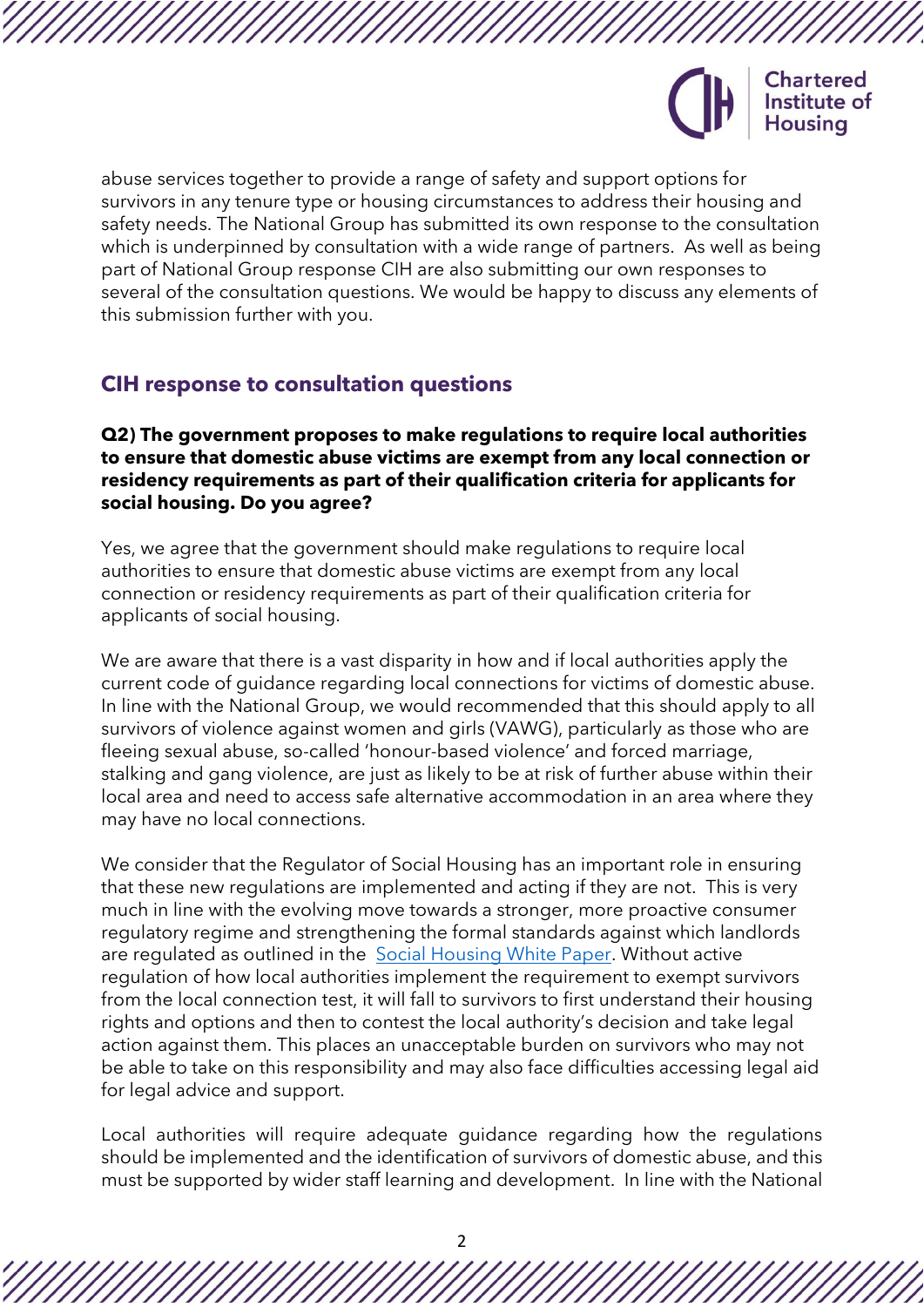abuse services together to provide a range of safety and support options for survivors in any tenure type or housing circumstances to address their housing and safety needs. The National Group has submitted its own response to the consultation which is underpinned by consultation with a wide range of partners. As well as being part of National Group response CIH are also submitting our own responses to several of the consultation questions. We would be happy to discuss any elements of this submission further with you.

## CIH response to consultation questions

**Q2) The government proposes to make regulations to require local authorities to ensure that domestic abuse victims are exempt from any local connection or residency requirements as part of their qualification criteria for applicants for social housing. Do you agree?**

Yes, we agree that the government should make regulations to require local authorities to ensure that domestic abuse victims are exempt from any local connection or residency requirements as part of their qualification criteria for applicants of social housing.

We are aware that there is a vast disparity in how and if local authorities apply the current code of guidance regarding local connections for victims of domestic abuse. In line with the National Group, we would recommended that this should apply to all survivors of violence against women and girls (VAWG), particularly as those who are fleeing sexual abuse, so-called 'honour-based violence' and forced marriage, stalking and gang violence, are just as likely to be at risk of further abuse within their local area and need to access safe alternative accommodation in an area where they may have no local connections.

We consider that the Regulator of Social Housing has an important role in ensuring that these new regulations are implemented and acting if they are not. This is very much in line with the evolving move towards a stronger, more proactive consumer regulatory regime and strengthening the formal standards against which landlords are regulated as outlined in the Social Housing White Paper. Without active regulation of how local authorities implement the requirement to exempt survivors from the local connection test, it will fall to survivors to first understand their housing rights and options and then to contest the local authority's decision and take legal action against them. This places an unacceptable burden on survivors who may not be able to take on this responsibility and may also face difficulties accessing legal aid for legal advice and support.

Local authorities will require adequate guidance regarding how the regulations should be implemented and the identification of survivors of domestic abuse, and this must be supported by wider staff learning and development. In line with the National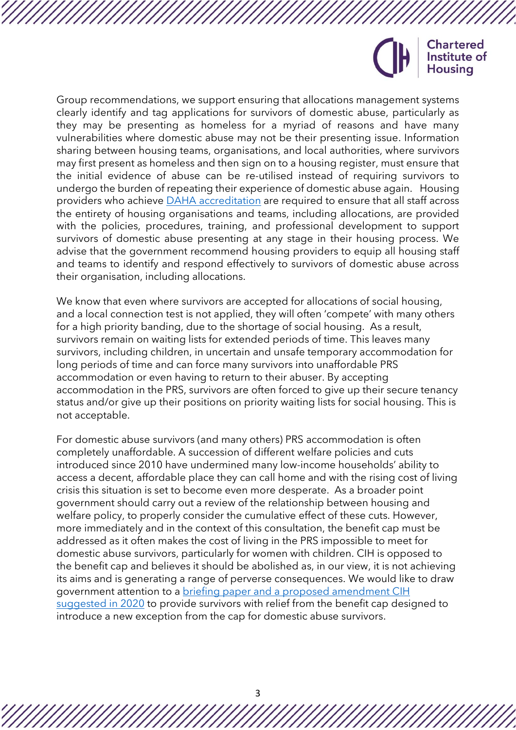Group recommendations, we support ensuring that allocations management systems clearly identify and tag applications for survivors of domestic abuse, particularly as they may be presenting as homeless for a myriad of reasons and have many vulnerabilities where domestic abuse may not be their presenting issue. Information sharing between housing teams, organisations, and local authorities, where survivors may first present as homeless and then sign on to a housing register, must ensure that the initial evidence of abuse can be re-utilised instead of requiring survivors to undergo the burden of repeating their experience of domestic abuse again. Housing providers who achieve DAHA accreditation are required to ensure that all staff across the entirety of housing organisations and teams, including allocations, are provided with the policies, procedures, training, and professional development to support survivors of domestic abuse presenting at any stage in their housing process. We advise that the government recommend housing providers to equip all housing staff and teams to identify and respond effectively to survivors of domestic abuse across their organisation, including allocations.

We know that even where survivors are accepted for allocations of social housing, and a local connection test is not applied, they will often 'compete' with many others for a high priority banding, due to the shortage of social housing. As a result, survivors remain on waiting lists for extended periods of time. This leaves many survivors, including children, in uncertain and unsafe temporary accommodation for long periods of time and can force many survivors into unaffordable PRS accommodation or even having to return to their abuser. By accepting accommodation in the PRS, survivors are often forced to give up their secure tenancy status and/or give up their positions on priority waiting lists for social housing. This is not acceptable.

For domestic abuse survivors (and many others) PRS accommodation is often completely unaffordable. A succession of different welfare policies and cuts introduced since 2010 have undermined many low-income households' ability to access a decent, affordable place they can call home and with the rising cost of living crisis this situation is set to become even more desperate. As a broader point government should carry out a review of the relationship between housing and welfare policy, to properly consider the cumulative effect of these cuts. However, more immediately and in the context of this consultation, the benefit cap must be addressed as it often makes the cost of living in the PRS impossible to meet for domestic abuse survivors, particularly for women with children. CIH is opposed to the benefit cap and believes it should be abolished as, in our view, it is not achieving its aims and is generating a range of perverse consequences. We would like to draw government attention to a briefing paper and a proposed amendment CIH suggested in 2020 to provide survivors with relief from the benefit cap designed to introduce a new exception from the cap for domestic abuse survivors.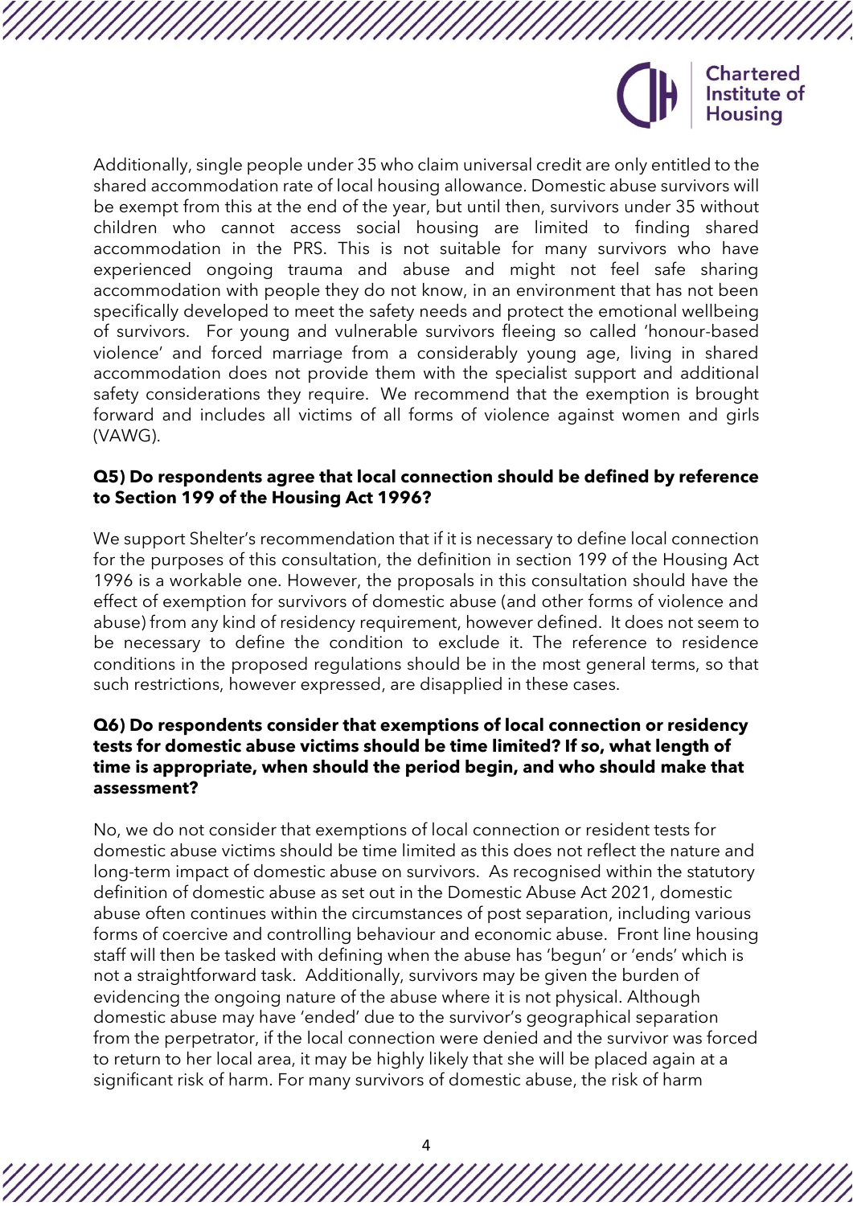Additionally, single people under 35 who claim universal credit are only entitled to the shared accommodation rate of local housing allowance. Domestic abuse survivors will be exempt from this at the end of the year, but until then, survivors under 35 without children who cannot access social housing are limited to finding shared accommodation in the PRS. This is not suitable for many survivors who have experienced ongoing trauma and abuse and might not feel safe sharing accommodation with people they do not know, in an environment that has not been specifically developed to meet the safety needs and protect the emotional wellbeing of survivors. For young and vulnerable survivors fleeing so called 'honour-based violence' and forced marriage from a considerably young age, living in shared accommodation does not provide them with the specialist support and additional safety considerations they require. We recommend that the exemption is brought forward and includes all victims of all forms of violence against women and girls (VAWG).

**Q5) Do respondents agree that local connection should be defined by reference to Section 199 of the Housing Act 1996?**

We support Shelter's recommendation that if it is necessary to define local connection for the purposes of this consultation, the definition in section 199 of the Housing Act 1996 is a workable one. However, the proposals in this consultation should have the effect of exemption for survivors of domestic abuse (and other forms of violence and abuse) from any kind of residency requirement, however defined. It does not seem to be necessary to define the condition to exclude it. The reference to residence conditions in the proposed regulations should be in the most general terms, so that such restrictions, however expressed, are disapplied in these cases.

**Q6) Do respondents consider that exemptions of local connection or residency tests for domestic abuse victims should be time limited? If so, what length of time is appropriate, when should the period begin, and who should make that assessment?**

No, we do not consider that exemptions of local connection or resident tests for domestic abuse victims should be time limited as this does not reflect the nature and long-term impact of domestic abuse on survivors. As recognised within the statutory definition of domestic abuse as set out in the Domestic Abuse Act 2021, domestic abuse often continues within the circumstances of post separation, including various forms of coercive and controlling behaviour and economic abuse. Front line housing staff will then be tasked with defining when the abuse has 'begun' or 'ends' which is not a straightforward task. Additionally, survivors may be given the burden of evidencing the ongoing nature of the abuse where it is not physical. Although domestic abuse may have 'ended' due to the survivor's geographical separation from the perpetrator, if the local connection were denied and the survivor was forced to return to her local area, it may be highly likely that she will be placed again at a significant risk of harm. For many survivors of domestic abuse, the risk of harm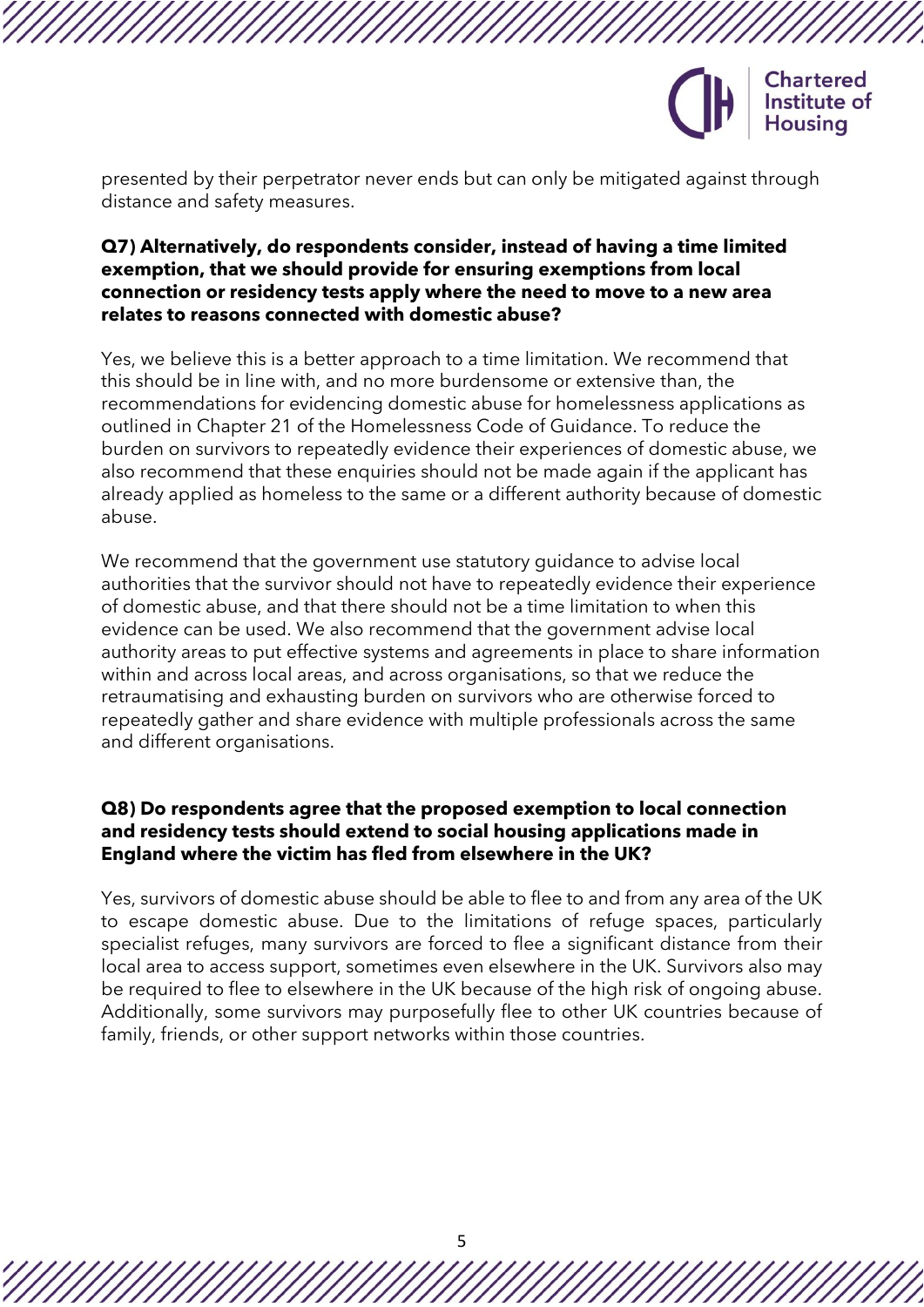presented by their perpetrator never ends but can only be mitigated against through distance and safety measures.

**Q7) Alternatively, do respondents consider, instead of having a time limited exemption, that we should provide for ensuring exemptions from local connection or residency tests apply where the need to move to a new area relates to reasons connected with domestic abuse?**

Yes, we believe this is a better approach to a time limitation. We recommend that this should be in line with, and no more burdensome or extensive than, the recommendations for evidencing domestic abuse for homelessness applications as outlined in Chapter 21 of the Homelessness Code of Guidance. To reduce the burden on survivors to repeatedly evidence their experiences of domestic abuse, we also recommend that these enquiries should not be made again if the applicant has already applied as homeless to the same or a different authority because of domestic abuse.

We recommend that the government use statutory guidance to advise local authorities that the survivor should not have to repeatedly evidence their experience of domestic abuse, and that there should not be a time limitation to when this evidence can be used. We also recommend that the government advise local authority areas to put effective systems and agreements in place to share information within and across local areas, and across organisations, so that we reduce the retraumatising and exhausting burden on survivors who are otherwise forced to repeatedly gather and share evidence with multiple professionals across the same and different organisations.

**Q8) Do respondents agree that the proposed exemption to local connection and residency tests should extend to social housing applications made in England where the victim has fled from elsewhere in the UK?**

Yes, survivors of domestic abuse should be able to flee to and from any area of the UK to escape domestic abuse. Due to the limitations of refuge spaces, particularly specialist refuges, many survivors are forced to flee a significant distance from their local area to access support, sometimes even elsewhere in the UK. Survivors also may be required to flee to elsewhere in the UK because of the high risk of ongoing abuse. Additionally, some survivors may purposefully flee to other UK countries because of family, friends, or other support networks within those countries.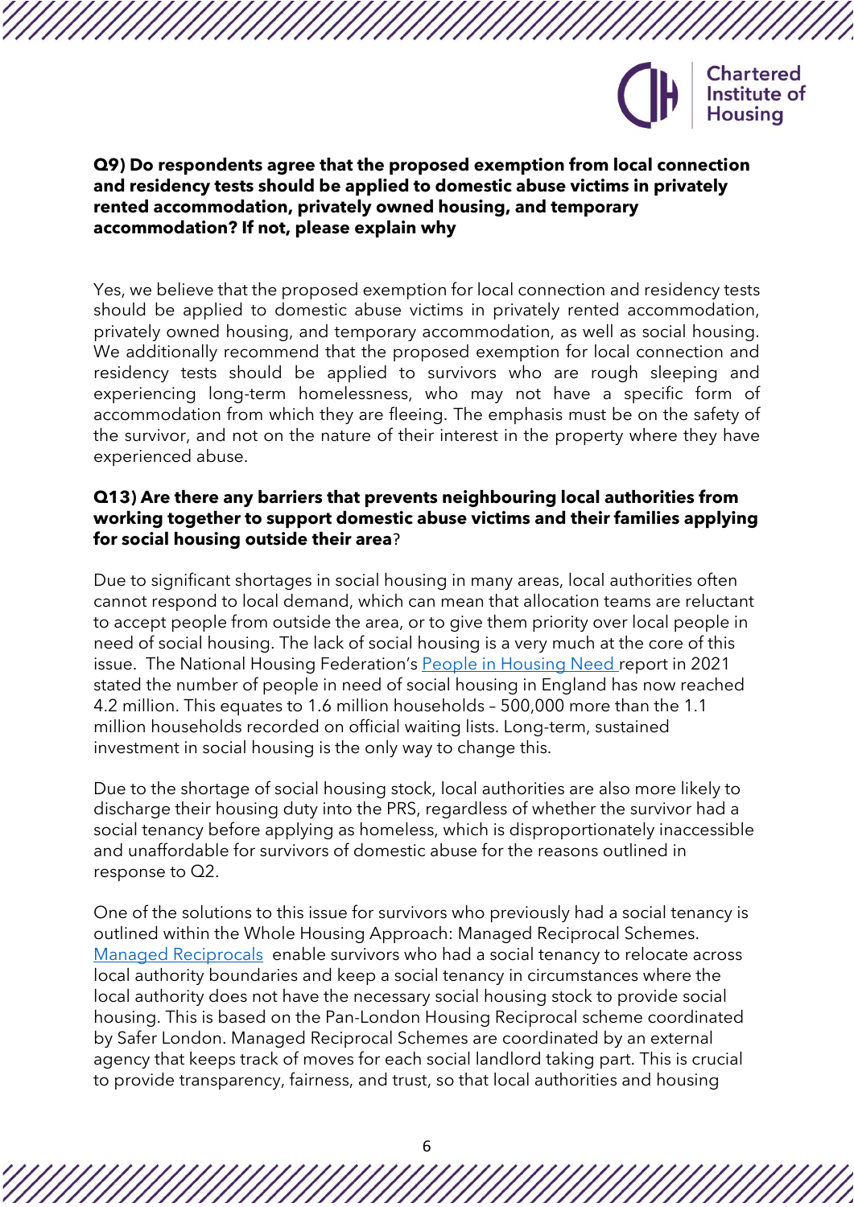**Q9) Do respondents agree that the proposed exemption from local connection and residency tests should be applied to domestic abuse victims in privately rented accommodation, privately owned housing, and temporary accommodation? If not, please explain why**

Yes, we believe that the proposed exemption for local connection and residency tests should be applied to domestic abuse victims in privately rented accommodation, privately owned housing, and temporary accommodation, as well as social housing. We additionally recommend that the proposed exemption for local connection and residency tests should be applied to survivors who are rough sleeping and experiencing long-term homelessness, who may not have a specific form of accommodation from which they are fleeing. The emphasis must be on the safety of the survivor, and not on the nature of their interest in the property where they have experienced abuse.

**Q13) Are there any barriers that prevents neighbouring local authorities from working together to support domestic abuse victims and their families applying for social housing outside their area**?

Due to significant shortages in social housing in many areas, local authorities often cannot respond to local demand, which can mean that allocation teams are reluctant to accept people from outside the area, or to give them priority over local people in need of social housing. The lack of social housing is a very much at the core of this issue. The National Housing Federation's People in Housing Need report in 2021 stated the number of people in need of social housing in England has now reached 4.2 million. This equates to 1.6 million households – 500,000 more than the 1.1 million households recorded on official waiting lists. Long-term, sustained investment in social housing is the only way to change this.

Due to the shortage of social housing stock, local authorities are also more likely to discharge their housing duty into the PRS, regardless of whether the survivor had a social tenancy before applying as homeless, which is disproportionately inaccessible and unaffordable for survivors of domestic abuse for the reasons outlined in response to Q2.

One of the solutions to this issue for survivors who previously had a social tenancy is outlined within the Whole Housing Approach: Managed Reciprocal Schemes. Managed Reciprocals enable survivors who had a social tenancy to relocate across local authority boundaries and keep a social tenancy in circumstances where the local authority does not have the necessary social housing stock to provide social housing. This is based on the Pan-London Housing Reciprocal scheme coordinated by Safer London. Managed Reciprocal Schemes are coordinated by an external agency that keeps track of moves for each social landlord taking part. This is crucial to provide transparency, fairness, and trust, so that local authorities and housing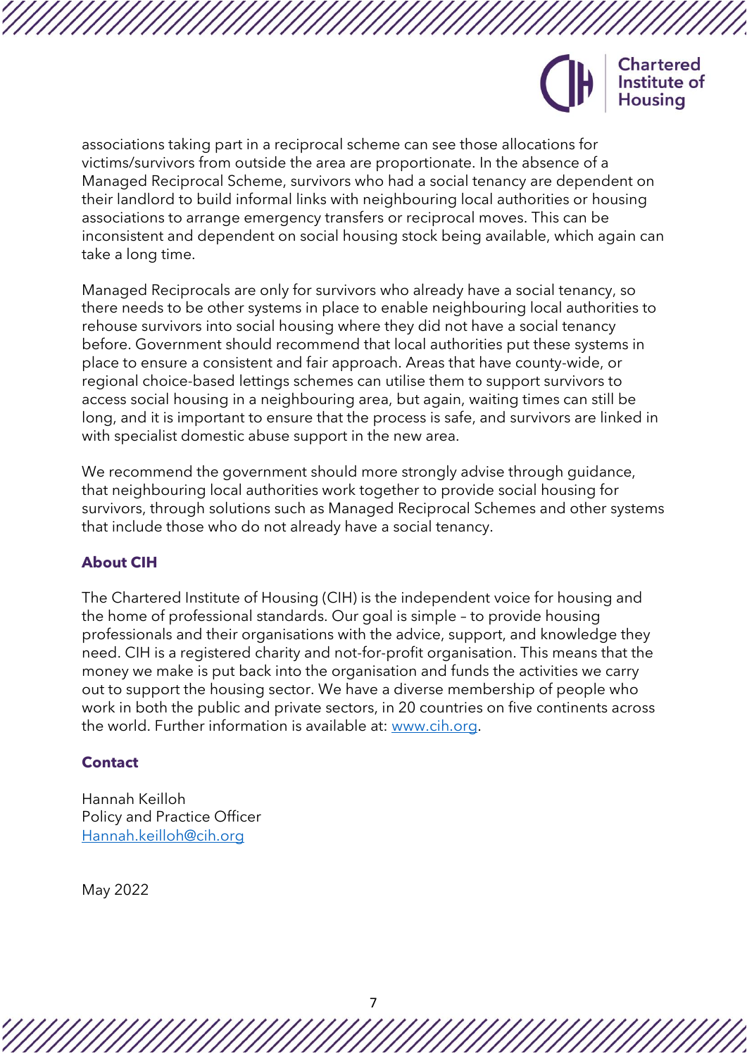associations taking part in a reciprocal scheme can see those allocations for victims/survivors from outside the area are proportionate. In the absence of a Managed Reciprocal Scheme, survivors who had a social tenancy are dependent on their landlord to build informal links with neighbouring local authorities or housing associations to arrange emergency transfers or reciprocal moves. This can be inconsistent and dependent on social housing stock being available, which again can take a long time.

Managed Reciprocals are only for survivors who already have a social tenancy, so there needs to be other systems in place to enable neighbouring local authorities to rehouse survivors into social housing where they did not have a social tenancy before. Government should recommend that local authorities put these systems in place to ensure a consistent and fair approach. Areas that have county-wide, or regional choice-based lettings schemes can utilise them to support survivors to access social housing in a neighbouring area, but again, waiting times can still be long, and it is important to ensure that the process is safe, and survivors are linked in with specialist domestic abuse support in the new area.

We recommend the government should more strongly advise through guidance, that neighbouring local authorities work together to provide social housing for survivors, through solutions such as Managed Reciprocal Schemes and other systems that include those who do not already have a social tenancy.

**About CIH**

The Chartered Institute of Housing (CIH) is the independent voice for housing and the home of professional standards. Our goal is simple – to provide housing professionals and their organisations with the advice, support, and knowledge they need. CIH is a registered charity and not-for-profit organisation. This means that the money we make is put back into the organisation and funds the activities we carry out to support the housing sector. We have a diverse membership of people who work in both the public and private sectors, in 20 countries on five continents across the world. Further information is available at: [www.cih.org](http://www.cih.org).

**Contact**

Hannah Keilloh
Policy and Practice Officer
[Hannah.keilloh@cih.org](mailto:Hannah.keilloh@cih.org)

May 2022